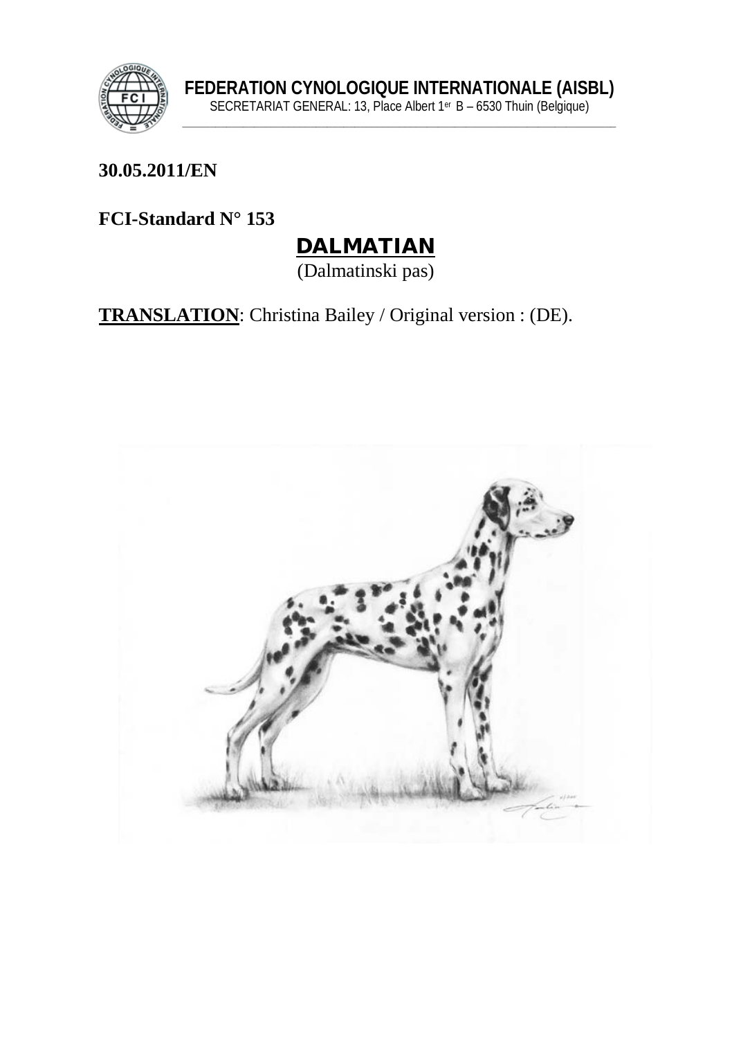**FEDERATION CYNOLOGIQUE INTERNATIONALE (AISBL)**
SECRETARIAT GENERAL: 13, Place Albert 1er B – 6530 Thuin (Belgique)

**30.05.2011/EN**

**FCI-Standard N° 153**

# DALMATIAN

(Dalmatinski pas)

**TRANSLATION**: Christina Bailey / Original version : (DE).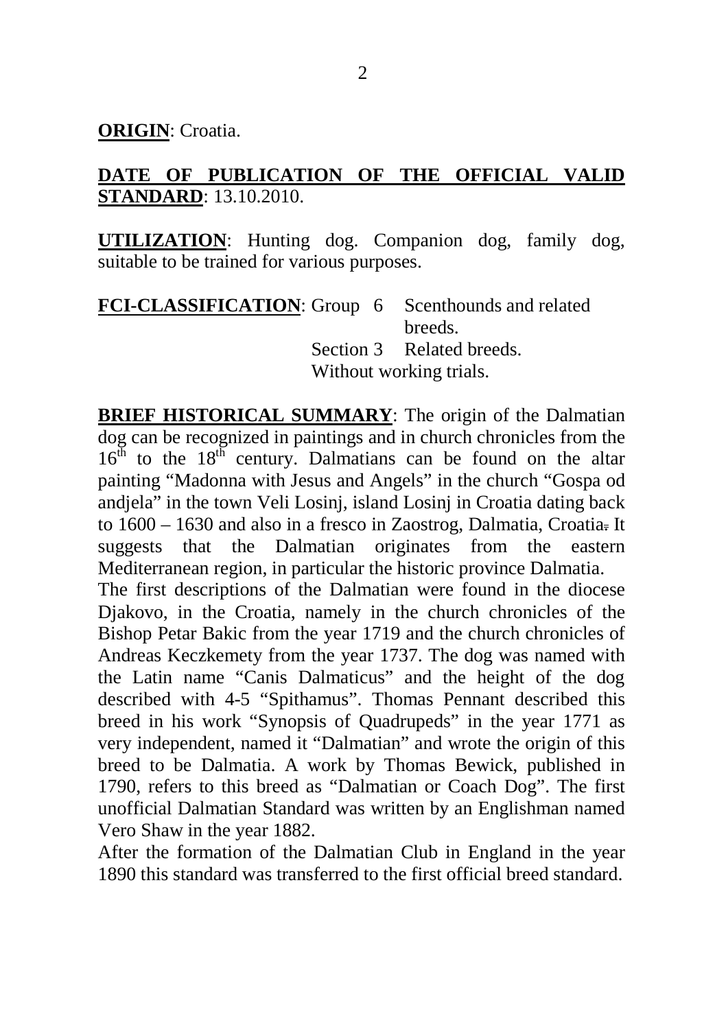**ORIGIN**: Croatia.

**DATE OF PUBLICATION OF THE OFFICIAL VALID STANDARD**: 13.10.2010.

**UTILIZATION**: Hunting dog. Companion dog, family dog, suitable to be trained for various purposes.

**FCI-CLASSIFICATION**: Group 6 Scenthounds and related breeds.
Section 3 Related breeds.
Without working trials.

**BRIEF HISTORICAL SUMMARY**: The origin of the Dalmatian dog can be recognized in paintings and in church chronicles from the $16^{th}$ to the $18^{th}$ century. Dalmatians can be found on the altar painting "Madonna with Jesus and Angels" in the church "Gospa od andjela" in the town Veli Losinj, island Losinj in Croatia dating back to 1600 – 1630 and also in a fresco in Zaostrog, Dalmatia, Croatia. It suggests that the Dalmatian originates from the eastern Mediterranean region, in particular the historic province Dalmatia.
The first descriptions of the Dalmatian were found in the diocese Djakovo, in the Croatia, namely in the church chronicles of the Bishop Petar Bakic from the year 1719 and the church chronicles of Andreas Keczkemety from the year 1737. The dog was named with the Latin name "Canis Dalmaticus" and the height of the dog described with 4-5 "Spithamus". Thomas Pennant described this breed in his work "Synopsis of Quadrupeds" in the year 1771 as very independent, named it "Dalmatian" and wrote the origin of this breed to be Dalmatia. A work by Thomas Bewick, published in 1790, refers to this breed as "Dalmatian or Coach Dog". The first unofficial Dalmatian Standard was written by an Englishman named Vero Shaw in the year 1882.
After the formation of the Dalmatian Club in England in the year 1890 this standard was transferred to the first official breed standard.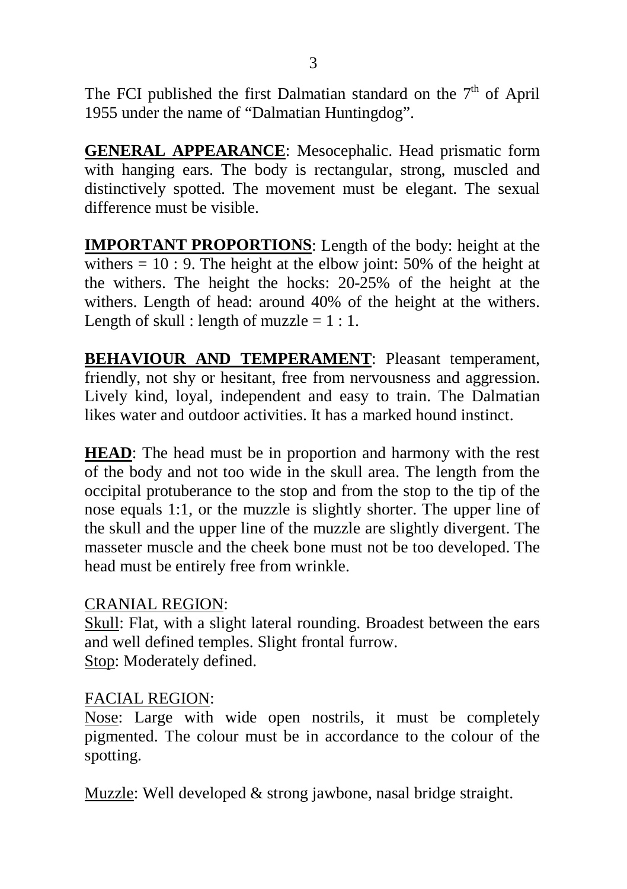The FCI published the first Dalmatian standard on the 7th of April 1955 under the name of "Dalmatian Huntingdog".

**GENERAL APPEARANCE**: Mesocephalic. Head prismatic form with hanging ears. The body is rectangular, strong, muscled and distinctively spotted. The movement must be elegant. The sexual difference must be visible.

**IMPORTANT PROPORTIONS**: Length of the body: height at the withers = 10 : 9. The height at the elbow joint: 50% of the height at the withers. The height the hocks: 20-25% of the height at the withers. Length of head: around 40% of the height at the withers. Length of skull : length of muzzle = 1 : 1.

**BEHAVIOUR AND TEMPERAMENT**: Pleasant temperament, friendly, not shy or hesitant, free from nervousness and aggression. Lively kind, loyal, independent and easy to train. The Dalmatian likes water and outdoor activities. It has a marked hound instinct.

**HEAD**: The head must be in proportion and harmony with the rest of the body and not too wide in the skull area. The length from the occipital protuberance to the stop and from the stop to the tip of the nose equals 1:1, or the muzzle is slightly shorter. The upper line of the skull and the upper line of the muzzle are slightly divergent. The masseter muscle and the cheek bone must not be too developed. The head must be entirely free from wrinkle.

CRANIAL REGION:

Skull: Flat, with a slight lateral rounding. Broadest between the ears and well defined temples. Slight frontal furrow.

Stop: Moderately defined.

FACIAL REGION:

Nose: Large with wide open nostrils, it must be completely pigmented. The colour must be in accordance to the colour of the spotting.

Muzzle: Well developed & strong jawbone, nasal bridge straight.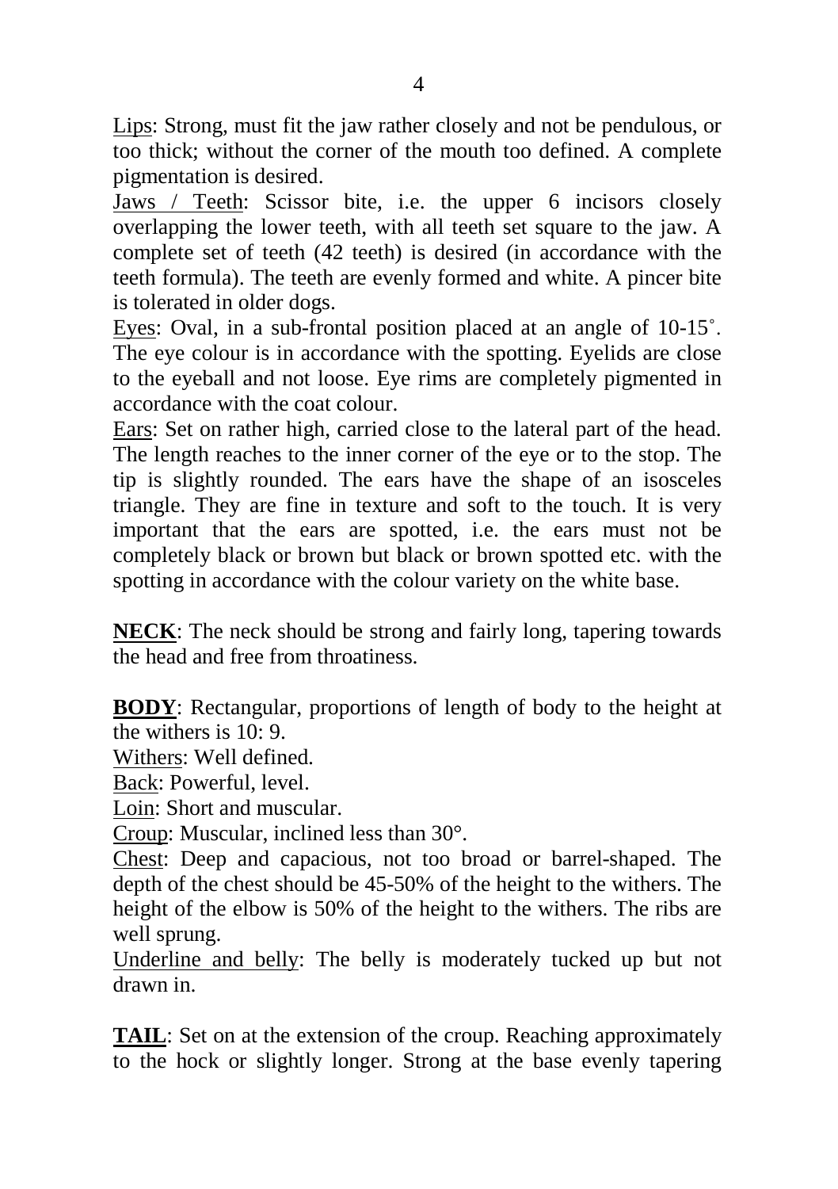Lips: Strong, must fit the jaw rather closely and not be pendulous, or too thick; without the corner of the mouth too defined. A complete pigmentation is desired.

Jaws / Teeth: Scissor bite, i.e. the upper 6 incisors closely overlapping the lower teeth, with all teeth set square to the jaw. A complete set of teeth (42 teeth) is desired (in accordance with the teeth formula). The teeth are evenly formed and white. A pincer bite is tolerated in older dogs.

Eyes: Oval, in a sub-frontal position placed at an angle of 10-15˚. The eye colour is in accordance with the spotting. Eyelids are close to the eyeball and not loose. Eye rims are completely pigmented in accordance with the coat colour.

Ears: Set on rather high, carried close to the lateral part of the head. The length reaches to the inner corner of the eye or to the stop. The tip is slightly rounded. The ears have the shape of an isosceles triangle. They are fine in texture and soft to the touch. It is very important that the ears are spotted, i.e. the ears must not be completely black or brown but black or brown spotted etc. with the spotting in accordance with the colour variety on the white base.

**NECK**: The neck should be strong and fairly long, tapering towards the head and free from throatiness.

**BODY**: Rectangular, proportions of length of body to the height at the withers is 10: 9.

Withers: Well defined.

Back: Powerful, level.

Loin: Short and muscular.

Croup: Muscular, inclined less than 30°.

Chest: Deep and capacious, not too broad or barrel-shaped. The depth of the chest should be 45-50% of the height to the withers. The height of the elbow is 50% of the height to the withers. The ribs are well sprung.

Underline and belly: The belly is moderately tucked up but not drawn in.

**TAIL**: Set on at the extension of the croup. Reaching approximately to the hock or slightly longer. Strong at the base evenly tapering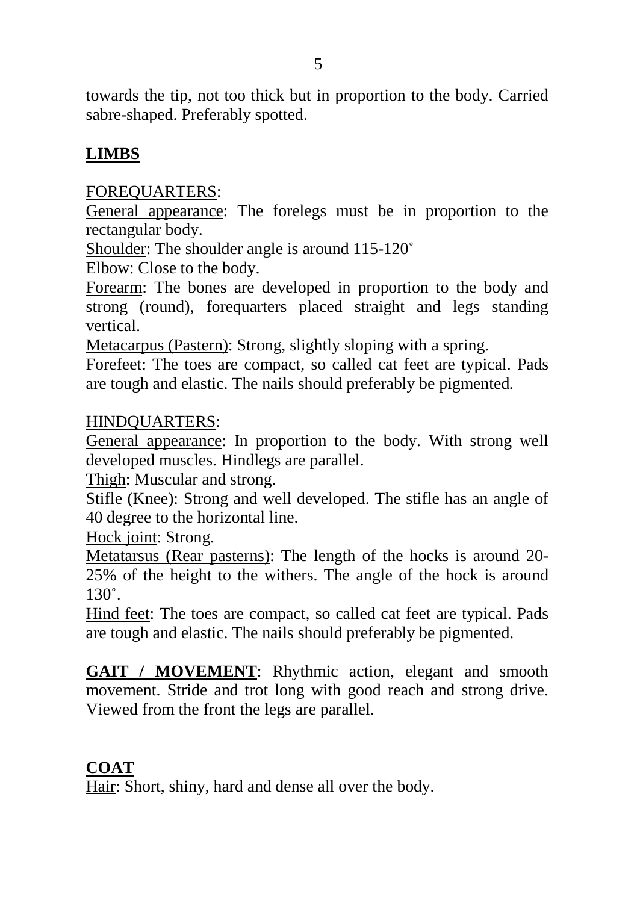towards the tip, not too thick but in proportion to the body. Carried sabre-shaped. Preferably spotted.

## LIMBS

FOREQUARTERS:

General appearance: The forelegs must be in proportion to the rectangular body.

Shoulder: The shoulder angle is around 115-120˚

Elbow: Close to the body.

Forearm: The bones are developed in proportion to the body and strong (round), forequarters placed straight and legs standing vertical.

Metacarpus (Pastern): Strong, slightly sloping with a spring.

Forefeet: The toes are compact, so called cat feet are typical. Pads are tough and elastic. The nails should preferably be pigmented.

HINDQUARTERS:

General appearance: In proportion to the body. With strong well developed muscles. Hindlegs are parallel.

Thigh: Muscular and strong.

Stifle (Knee): Strong and well developed. The stifle has an angle of 40 degree to the horizontal line.

Hock joint: Strong.

Metatarsus (Rear pasterns): The length of the hocks is around 20-25% of the height to the withers. The angle of the hock is around 130˚.

Hind feet: The toes are compact, so called cat feet are typical. Pads are tough and elastic. The nails should preferably be pigmented.

**GAIT / MOVEMENT**: Rhythmic action, elegant and smooth movement. Stride and trot long with good reach and strong drive. Viewed from the front the legs are parallel.

## COAT

Hair: Short, shiny, hard and dense all over the body.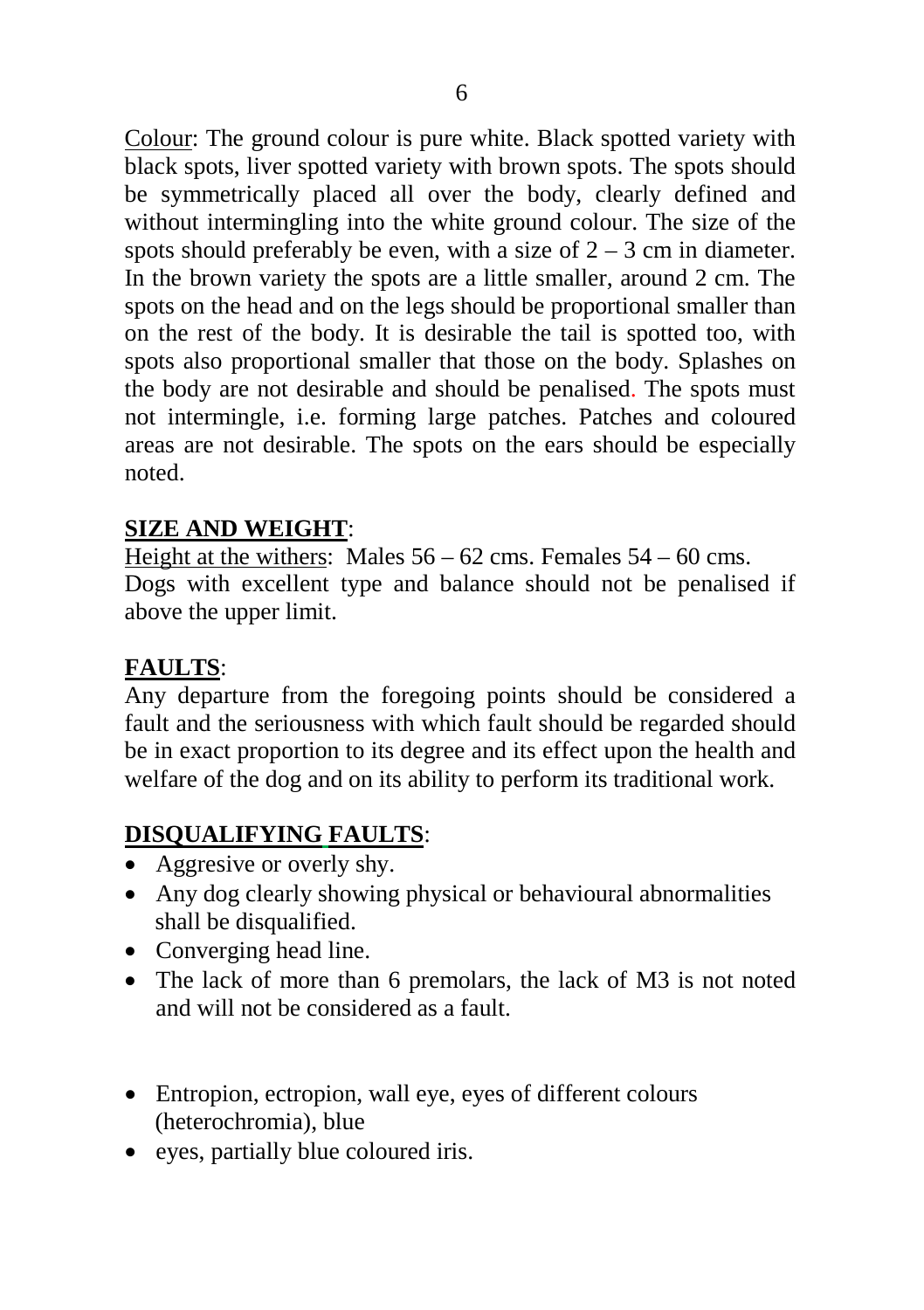Colour: The ground colour is pure white. Black spotted variety with black spots, liver spotted variety with brown spots. The spots should be symmetrically placed all over the body, clearly defined and without intermingling into the white ground colour. The size of the spots should preferably be even, with a size of 2 – 3 cm in diameter. In the brown variety the spots are a little smaller, around 2 cm. The spots on the head and on the legs should be proportional smaller than on the rest of the body. It is desirable the tail is spotted too, with spots also proportional smaller that those on the body. Splashes on the body are not desirable and should be penalised. The spots must not intermingle, i.e. forming large patches. Patches and coloured areas are not desirable. The spots on the ears should be especially noted.

**SIZE AND WEIGHT**:

Height at the withers: Males 56 – 62 cms. Females 54 – 60 cms.
Dogs with excellent type and balance should not be penalised if above the upper limit.

**FAULTS**:

Any departure from the foregoing points should be considered a fault and the seriousness with which fault should be regarded should be in exact proportion to its degree and its effect upon the health and welfare of the dog and on its ability to perform its traditional work.

**DISQUALIFYING FAULTS**:

- Aggresive or overly shy.
- Any dog clearly showing physical or behavioural abnormalities shall be disqualified.
- Converging head line.
- The lack of more than 6 premolars, the lack of M3 is not noted and will not be considered as a fault.

- Entropion, ectropion, wall eye, eyes of different colours (heterochromia), blue
- eyes, partially blue coloured iris.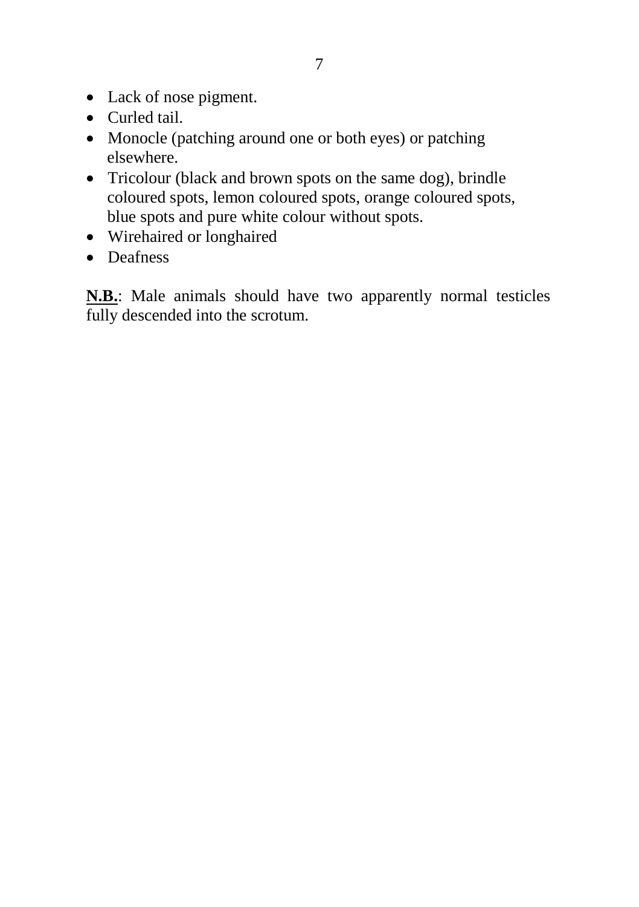- Lack of nose pigment.
- Curled tail.
- Monocle (patching around one or both eyes) or patching elsewhere.
- Tricolour (black and brown spots on the same dog), brindle coloured spots, lemon coloured spots, orange coloured spots, blue spots and pure white colour without spots.
- Wirehaired or longhaired
- Deafness

**N.B.**: Male animals should have two apparently normal testicles fully descended into the scrotum.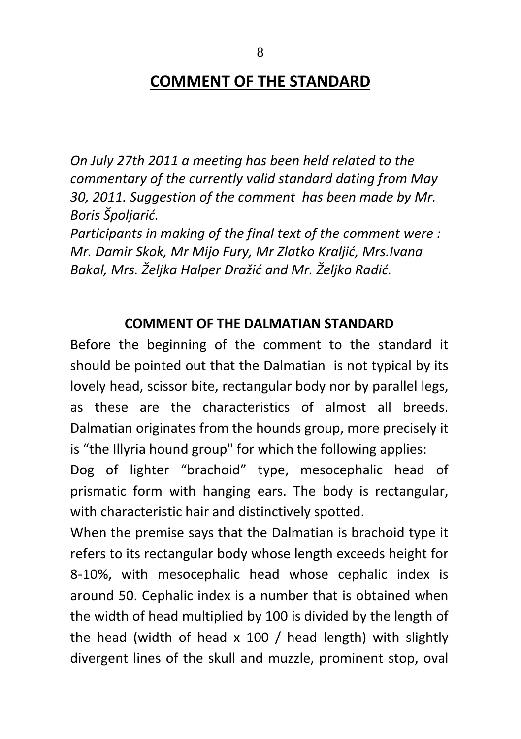# COMMENT OF THE STANDARD

*On July 27th 2011 a meeting has been held related to the commentary of the currently valid standard dating from May 30, 2011. Suggestion of the comment has been made by Mr. Boris Špoljarić.*
*Participants in making of the final text of the comment were : Mr. Damir Skok, Mr Mijo Fury, Mr Zlatko Kraljić, Mrs.Ivana Bakal, Mrs. Željka Halper Dražić and Mr. Željko Radić.*

## COMMENT OF THE DALMATIAN STANDARD

Before the beginning of the comment to the standard it should be pointed out that the Dalmatian is not typical by its lovely head, scissor bite, rectangular body nor by parallel legs, as these are the characteristics of almost all breeds. Dalmatian originates from the hounds group, more precisely it is "the Illyria hound group" for which the following applies:
Dog of lighter "brachoid" type, mesocephalic head of prismatic form with hanging ears. The body is rectangular, with characteristic hair and distinctively spotted.
When the premise says that the Dalmatian is brachoid type it refers to its rectangular body whose length exceeds height for 8-10%, with mesocephalic head whose cephalic index is around 50. Cephalic index is a number that is obtained when the width of head multiplied by 100 is divided by the length of the head (width of head x 100 / head length) with slightly divergent lines of the skull and muzzle, prominent stop, oval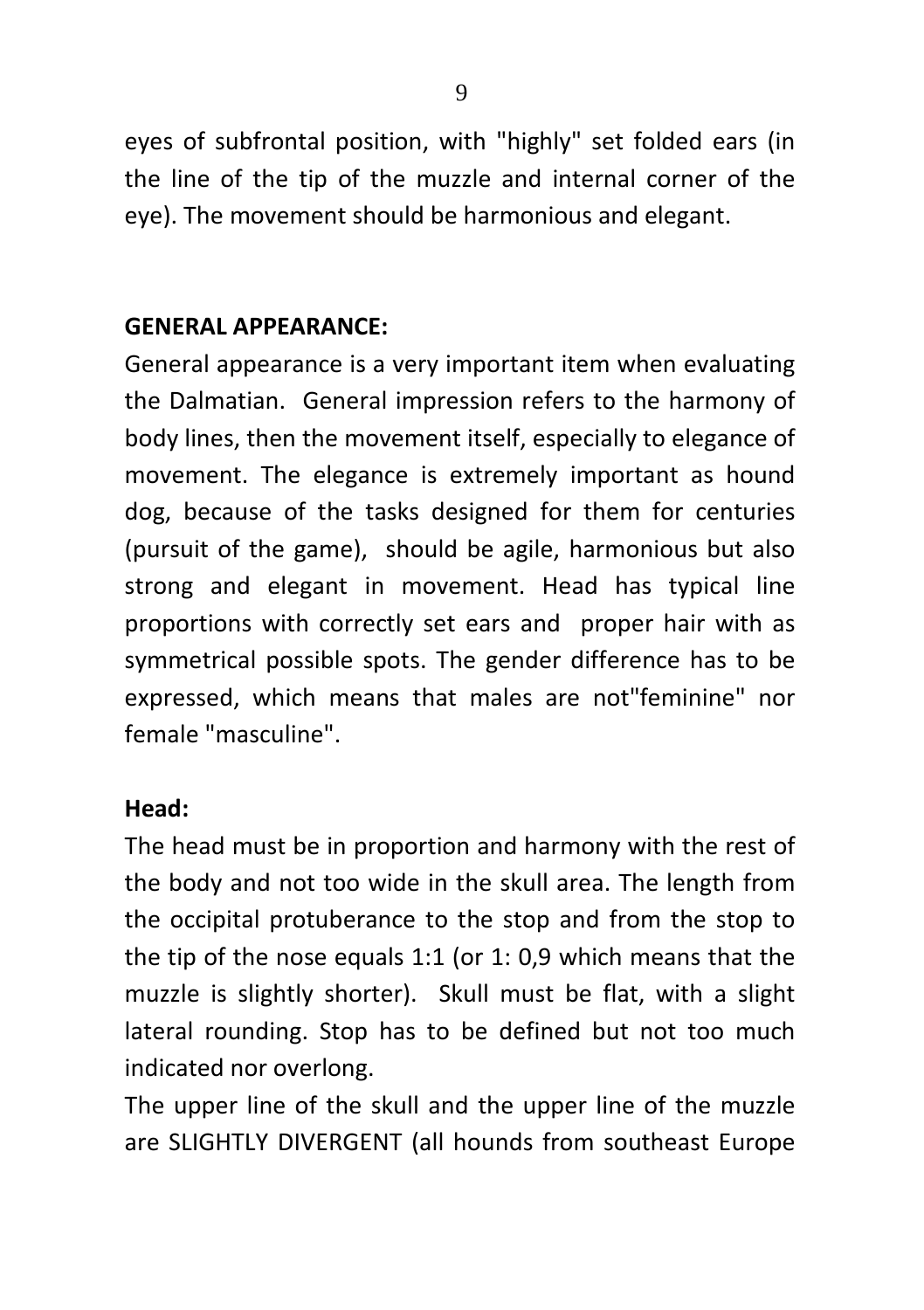eyes of subfrontal position, with "highly" set folded ears (in the line of the tip of the muzzle and internal corner of the eye). The movement should be harmonious and elegant.

**GENERAL APPEARANCE:**

General appearance is a very important item when evaluating the Dalmatian. General impression refers to the harmony of body lines, then the movement itself, especially to elegance of movement. The elegance is extremely important as hound dog, because of the tasks designed for them for centuries (pursuit of the game), should be agile, harmonious but also strong and elegant in movement. Head has typical line proportions with correctly set ears and proper hair with as symmetrical possible spots. The gender difference has to be expressed, which means that males are not"feminine" nor female "masculine".

**Head:**

The head must be in proportion and harmony with the rest of the body and not too wide in the skull area. The length from the occipital protuberance to the stop and from the stop to the tip of the nose equals 1:1 (or 1: 0,9 which means that the muzzle is slightly shorter). Skull must be flat, with a slight lateral rounding. Stop has to be defined but not too much indicated nor overlong.

The upper line of the skull and the upper line of the muzzle are SLIGHTLY DIVERGENT (all hounds from southeast Europe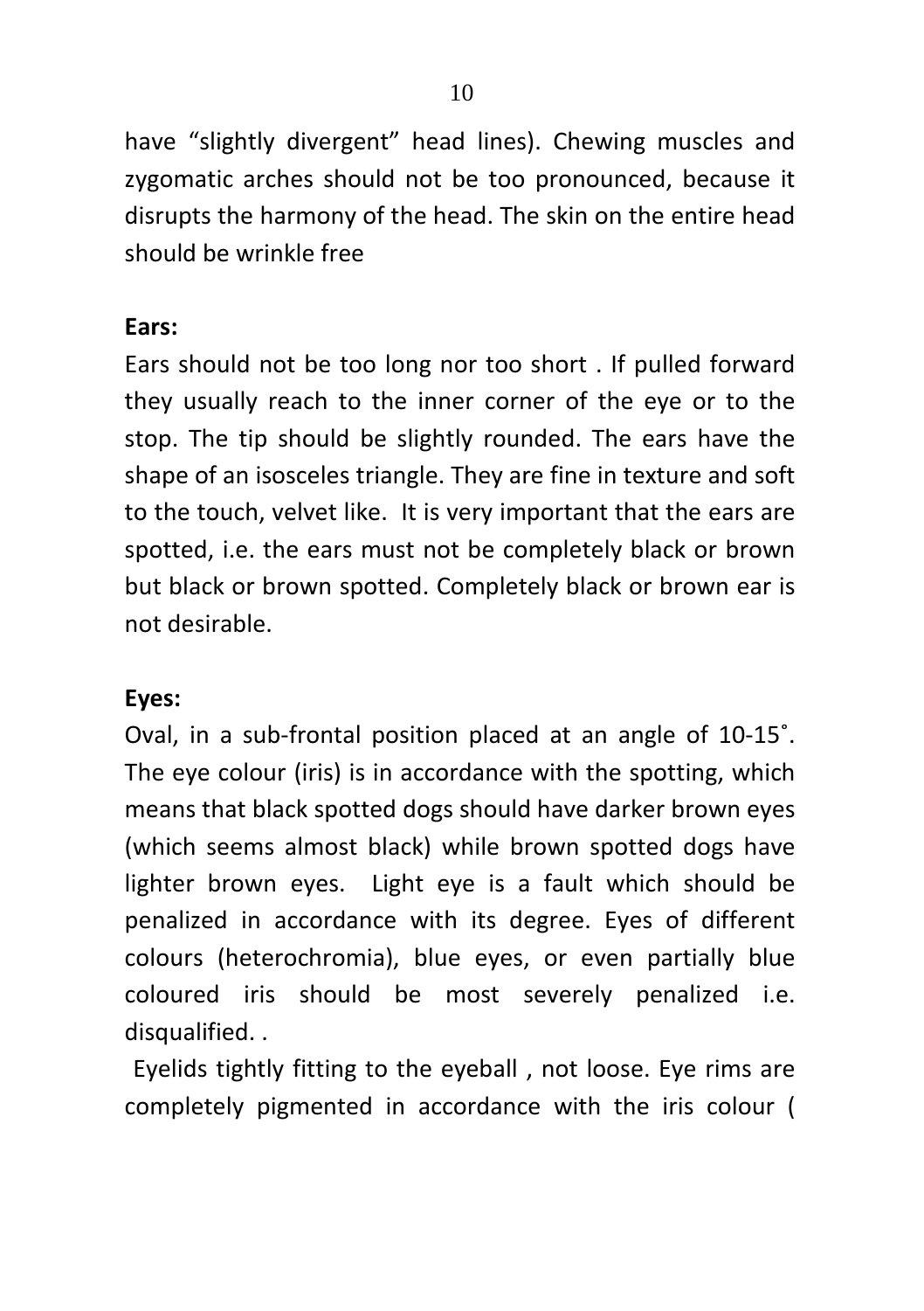have “slightly divergent” head lines). Chewing muscles and zygomatic arches should not be too pronounced, because it disrupts the harmony of the head. The skin on the entire head should be wrinkle free

**Ears:**

Ears should not be too long nor too short . If pulled forward they usually reach to the inner corner of the eye or to the stop. The tip should be slightly rounded. The ears have the shape of an isosceles triangle. They are fine in texture and soft to the touch, velvet like. It is very important that the ears are spotted, i.e. the ears must not be completely black or brown but black or brown spotted. Completely black or brown ear is not desirable.

**Eyes:**

Oval, in a sub-frontal position placed at an angle of 10-15˚. The eye colour (iris) is in accordance with the spotting, which means that black spotted dogs should have darker brown eyes (which seems almost black) while brown spotted dogs have lighter brown eyes. Light eye is a fault which should be penalized in accordance with its degree. Eyes of different colours (heterochromia), blue eyes, or even partially blue coloured iris should be most severely penalized i.e. disqualified. .

Eyelids tightly fitting to the eyeball , not loose. Eye rims are completely pigmented in accordance with the iris colour (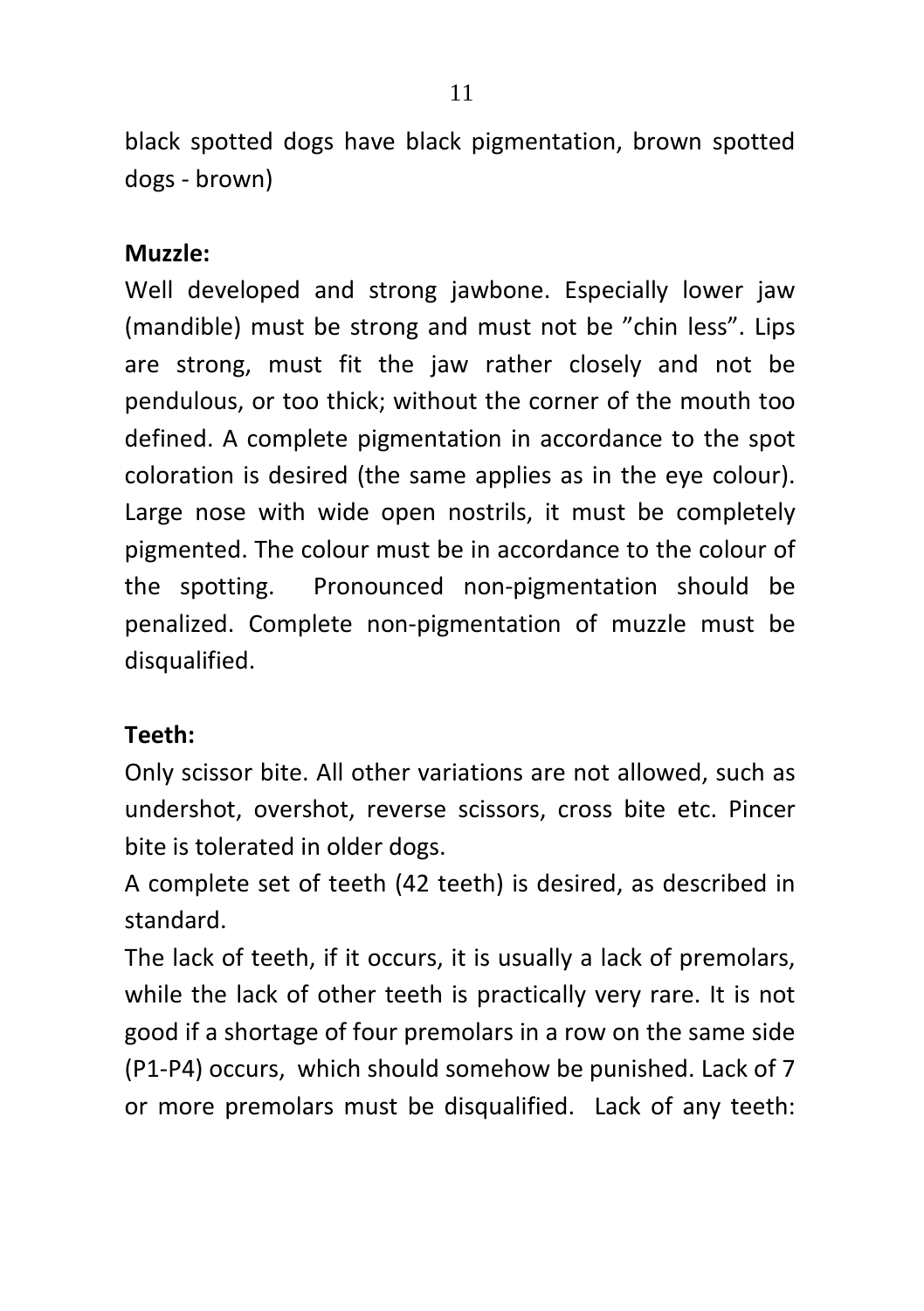black spotted dogs have black pigmentation, brown spotted dogs - brown)

**Muzzle:**

Well developed and strong jawbone. Especially lower jaw (mandible) must be strong and must not be ”chin less”. Lips are strong, must fit the jaw rather closely and not be pendulous, or too thick; without the corner of the mouth too defined. A complete pigmentation in accordance to the spot coloration is desired (the same applies as in the eye colour). Large nose with wide open nostrils, it must be completely pigmented. The colour must be in accordance to the colour of the spotting. Pronounced non-pigmentation should be penalized. Complete non-pigmentation of muzzle must be disqualified.

**Teeth:**

Only scissor bite. All other variations are not allowed, such as undershot, overshot, reverse scissors, cross bite etc. Pincer bite is tolerated in older dogs.

A complete set of teeth (42 teeth) is desired, as described in standard.

The lack of teeth, if it occurs, it is usually a lack of premolars, while the lack of other teeth is practically very rare. It is not good if a shortage of four premolars in a row on the same side (P1-P4) occurs, which should somehow be punished. Lack of 7 or more premolars must be disqualified. Lack of any teeth: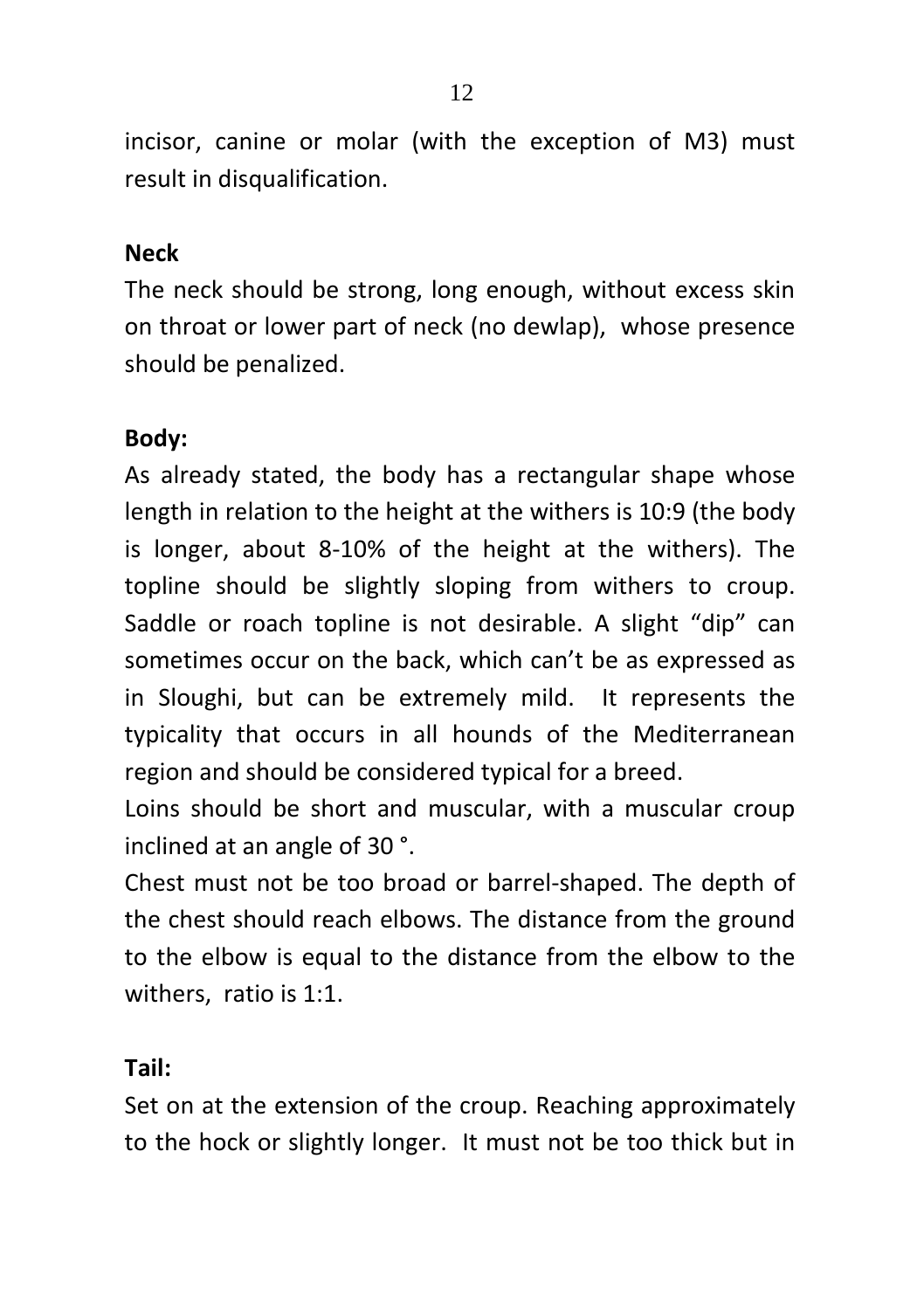incisor, canine or molar (with the exception of M3) must result in disqualification.

**Neck**

The neck should be strong, long enough, without excess skin on throat or lower part of neck (no dewlap), whose presence should be penalized.

**Body:**

As already stated, the body has a rectangular shape whose length in relation to the height at the withers is 10:9 (the body is longer, about 8-10% of the height at the withers). The topline should be slightly sloping from withers to croup. Saddle or roach topline is not desirable. A slight "dip" can sometimes occur on the back, which can't be as expressed as in Sloughi, but can be extremely mild. It represents the typicality that occurs in all hounds of the Mediterranean region and should be considered typical for a breed.

Loins should be short and muscular, with a muscular croup inclined at an angle of 30 °.

Chest must not be too broad or barrel-shaped. The depth of the chest should reach elbows. The distance from the ground to the elbow is equal to the distance from the elbow to the withers, ratio is 1:1.

**Tail:**

Set on at the extension of the croup. Reaching approximately to the hock or slightly longer. It must not be too thick but in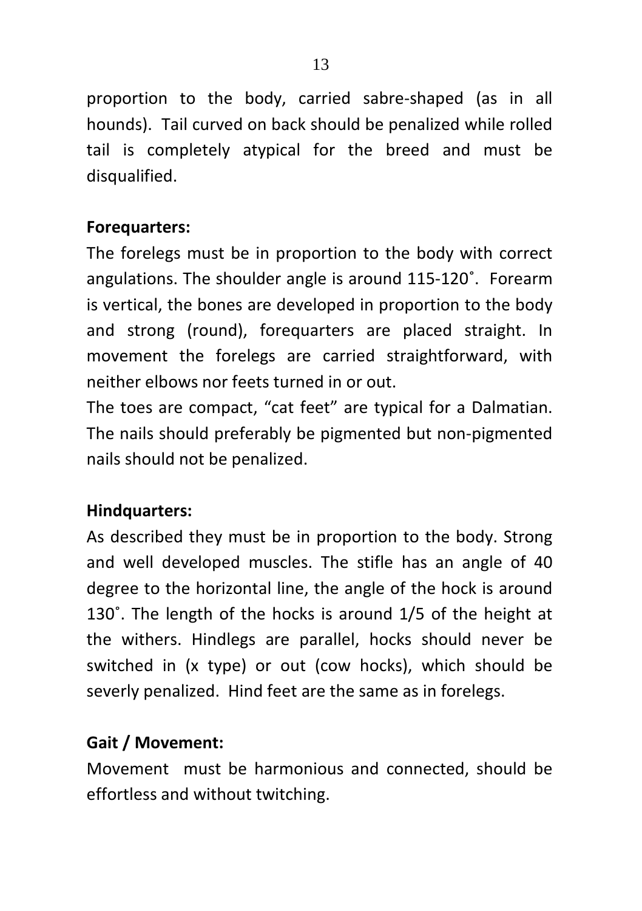proportion to the body, carried sabre-shaped (as in all hounds). Tail curved on back should be penalized while rolled tail is completely atypical for the breed and must be disqualified.

**Forequarters:**

The forelegs must be in proportion to the body with correct angulations. The shoulder angle is around 115-120˚. Forearm is vertical, the bones are developed in proportion to the body and strong (round), forequarters are placed straight. In movement the forelegs are carried straightforward, with neither elbows nor feets turned in or out.

The toes are compact, "cat feet" are typical for a Dalmatian. The nails should preferably be pigmented but non-pigmented nails should not be penalized.

**Hindquarters:**

As described they must be in proportion to the body. Strong and well developed muscles. The stifle has an angle of 40 degree to the horizontal line, the angle of the hock is around 130˚. The length of the hocks is around 1/5 of the height at the withers. Hindlegs are parallel, hocks should never be switched in (x type) or out (cow hocks), which should be severly penalized. Hind feet are the same as in forelegs.

**Gait / Movement:**

Movement must be harmonious and connected, should be effortless and without twitching.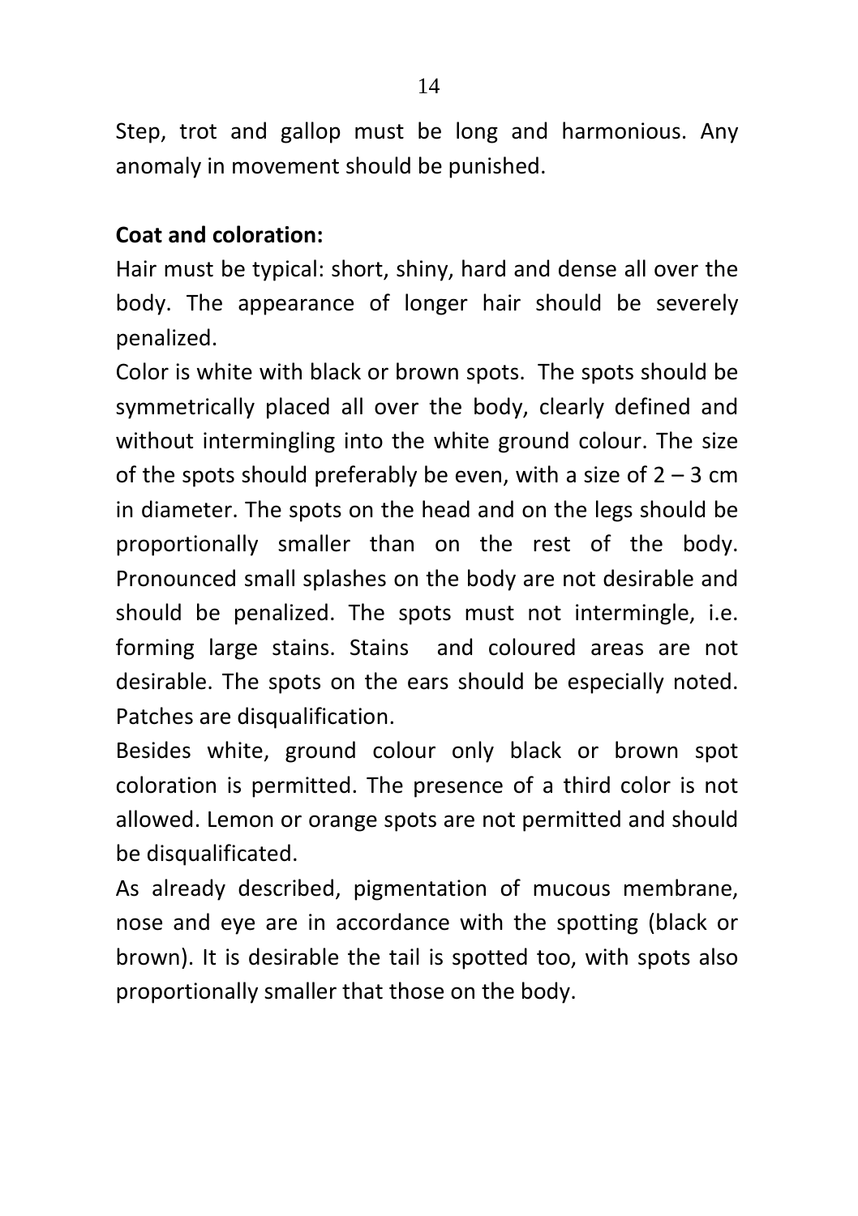Step, trot and gallop must be long and harmonious. Any anomaly in movement should be punished.

**Coat and coloration:**

Hair must be typical: short, shiny, hard and dense all over the body. The appearance of longer hair should be severely penalized.

Color is white with black or brown spots. The spots should be symmetrically placed all over the body, clearly defined and without intermingling into the white ground colour. The size of the spots should preferably be even, with a size of 2 – 3 cm in diameter. The spots on the head and on the legs should be proportionally smaller than on the rest of the body. Pronounced small splashes on the body are not desirable and should be penalized. The spots must not intermingle, i.e. forming large stains. Stains and coloured areas are not desirable. The spots on the ears should be especially noted. Patches are disqualification.

Besides white, ground colour only black or brown spot coloration is permitted. The presence of a third color is not allowed. Lemon or orange spots are not permitted and should be disqualificated.

As already described, pigmentation of mucous membrane, nose and eye are in accordance with the spotting (black or brown). It is desirable the tail is spotted too, with spots also proportionally smaller that those on the body.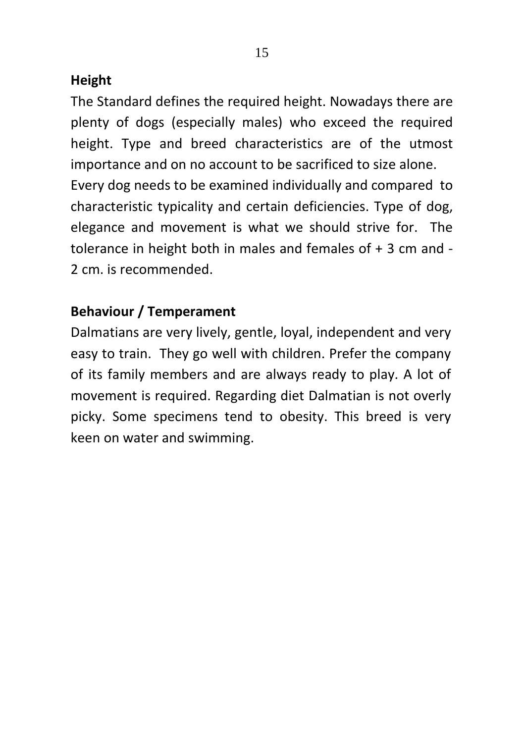**Height**

The Standard defines the required height. Nowadays there are plenty of dogs (especially males) who exceed the required height. Type and breed characteristics are of the utmost importance and on no account to be sacrificed to size alone. Every dog needs to be examined individually and compared to characteristic typicality and certain deficiencies. Type of dog, elegance and movement is what we should strive for. The tolerance in height both in males and females of + 3 cm and - 2 cm. is recommended.

**Behaviour / Temperament**

Dalmatians are very lively, gentle, loyal, independent and very easy to train. They go well with children. Prefer the company of its family members and are always ready to play. A lot of movement is required. Regarding diet Dalmatian is not overly picky. Some specimens tend to obesity. This breed is very keen on water and swimming.